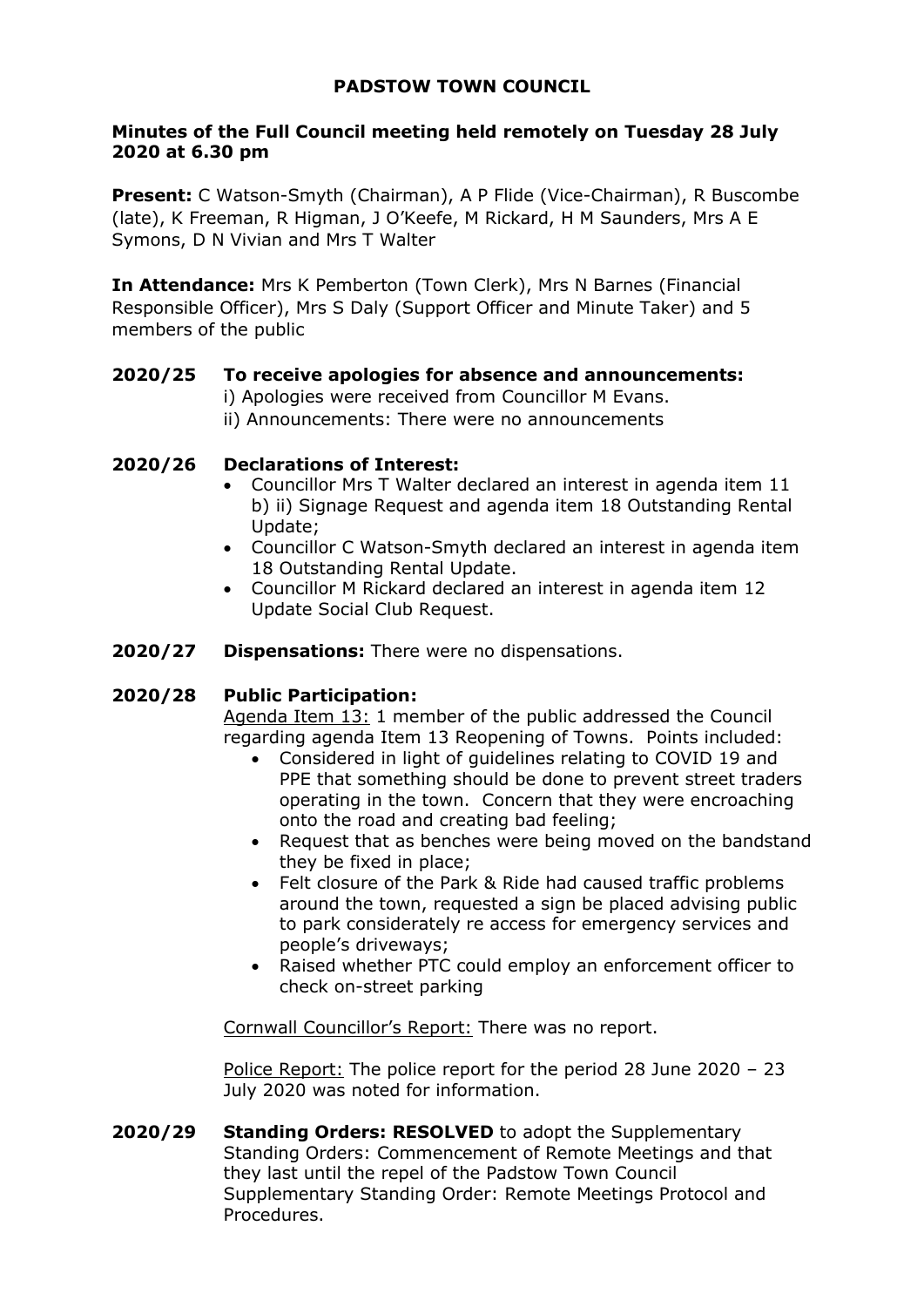# PADSTOW TOWN COUNCIL

**Minutes of the Full Council meeting held remotely on Tuesday 28 July 2020 at 6.30 pm**

**Present:** C Watson-Smyth (Chairman), A P Flide (Vice-Chairman), R Buscombe (late), K Freeman, R Higman, J O'Keefe, M Rickard, H M Saunders, Mrs A E Symons, D N Vivian and Mrs T Walter

**In Attendance:** Mrs K Pemberton (Town Clerk), Mrs N Barnes (Financial Responsible Officer), Mrs S Daly (Support Officer and Minute Taker) and 5 members of the public

**2020/25 To receive apologies for absence and announcements:**

i) Apologies were received from Councillor M Evans.

ii) Announcements: There were no announcements

**2020/26 Declarations of Interest:**

- Councillor Mrs T Walter declared an interest in agenda item 11 b) ii) Signage Request and agenda item 18 Outstanding Rental Update;
- Councillor C Watson-Smyth declared an interest in agenda item 18 Outstanding Rental Update.
- Councillor M Rickard declared an interest in agenda item 12 Update Social Club Request.

**2020/27 Dispensations:** There were no dispensations.

**2020/28 Public Participation:**

Agenda Item 13: 1 member of the public addressed the Council regarding agenda Item 13 Reopening of Towns. Points included:

- Considered in light of guidelines relating to COVID 19 and PPE that something should be done to prevent street traders operating in the town. Concern that they were encroaching onto the road and creating bad feeling;
- Request that as benches were being moved on the bandstand they be fixed in place;
- Felt closure of the Park & Ride had caused traffic problems around the town, requested a sign be placed advising public to park considerately re access for emergency services and people's driveways;
- Raised whether PTC could employ an enforcement officer to check on-street parking

Cornwall Councillor's Report: There was no report.

Police Report: The police report for the period 28 June 2020 – 23 July 2020 was noted for information.

**2020/29 Standing Orders: RESOLVED** to adopt the Supplementary Standing Orders: Commencement of Remote Meetings and that they last until the repel of the Padstow Town Council Supplementary Standing Order: Remote Meetings Protocol and Procedures.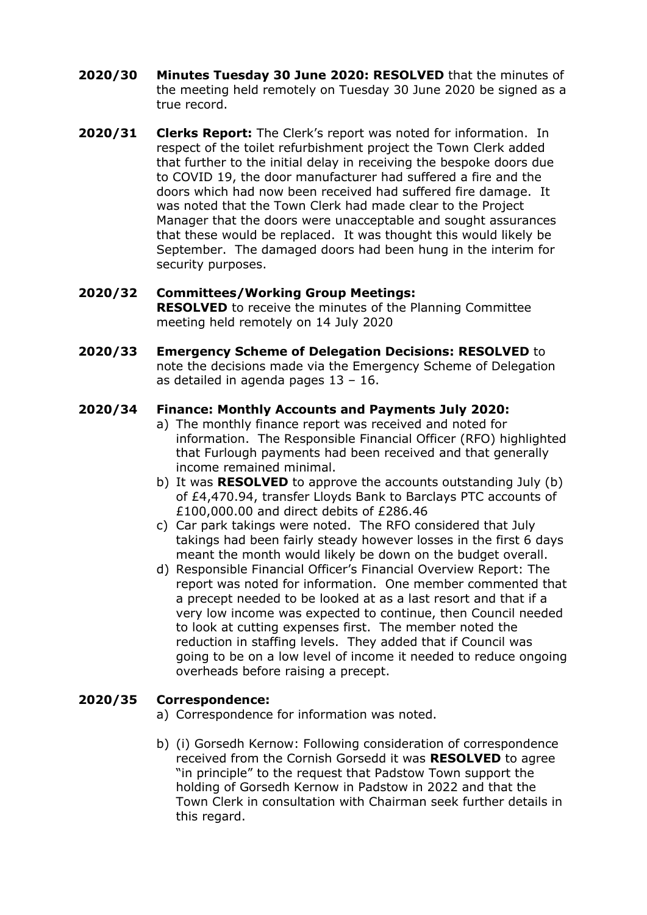**2020/30 Minutes Tuesday 30 June 2020: RESOLVED** that the minutes of the meeting held remotely on Tuesday 30 June 2020 be signed as a true record.

**2020/31 Clerks Report:** The Clerk's report was noted for information. In respect of the toilet refurbishment project the Town Clerk added that further to the initial delay in receiving the bespoke doors due to COVID 19, the door manufacturer had suffered a fire and the doors which had now been received had suffered fire damage. It was noted that the Town Clerk had made clear to the Project Manager that the doors were unacceptable and sought assurances that these would be replaced. It was thought this would likely be September. The damaged doors had been hung in the interim for security purposes.

**2020/32 Committees/Working Group Meetings:**
**RESOLVED** to receive the minutes of the Planning Committee meeting held remotely on 14 July 2020

**2020/33 Emergency Scheme of Delegation Decisions: RESOLVED** to note the decisions made via the Emergency Scheme of Delegation as detailed in agenda pages 13 – 16.

**2020/34 Finance: Monthly Accounts and Payments July 2020:**

a) The monthly finance report was received and noted for information. The Responsible Financial Officer (RFO) highlighted that Furlough payments had been received and that generally income remained minimal.
b) It was **RESOLVED** to approve the accounts outstanding July (b) of £4,470.94, transfer Lloyds Bank to Barclays PTC accounts of £100,000.00 and direct debits of £286.46
c) Car park takings were noted. The RFO considered that July takings had been fairly steady however losses in the first 6 days meant the month would likely be down on the budget overall.
d) Responsible Financial Officer's Financial Overview Report: The report was noted for information. One member commented that a precept needed to be looked at as a last resort and that if a very low income was expected to continue, then Council needed to look at cutting expenses first. The member noted the reduction in staffing levels. They added that if Council was going to be on a low level of income it needed to reduce ongoing overheads before raising a precept.

**2020/35 Correspondence:**

a) Correspondence for information was noted.
b) (i) Gorsedh Kernow: Following consideration of correspondence received from the Cornish Gorsedd it was **RESOLVED** to agree "in principle" to the request that Padstow Town support the holding of Gorsedh Kernow in Padstow in 2022 and that the Town Clerk in consultation with Chairman seek further details in this regard.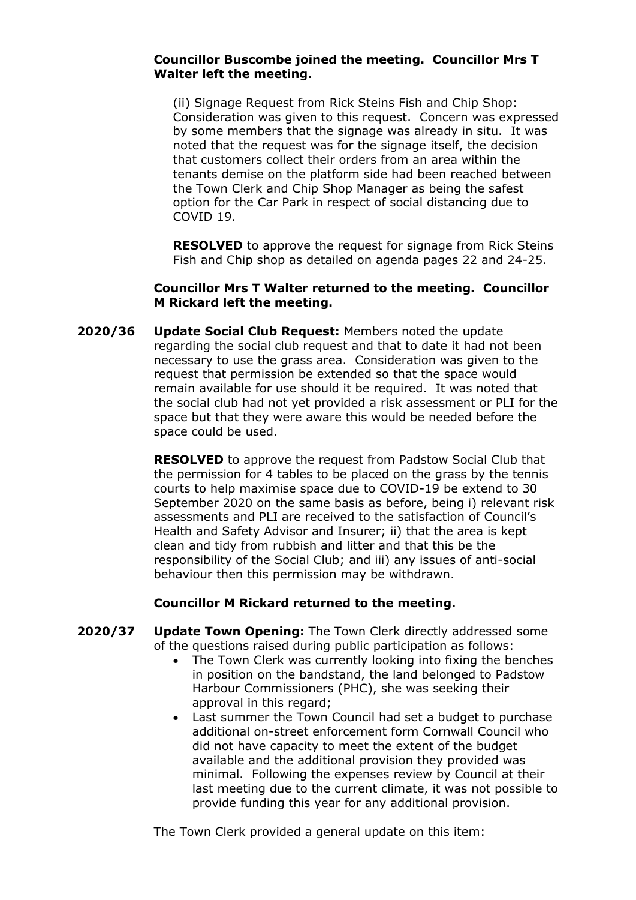**Councillor Buscombe joined the meeting. Councillor Mrs T Walter left the meeting.**

(ii) Signage Request from Rick Steins Fish and Chip Shop: Consideration was given to this request. Concern was expressed by some members that the signage was already in situ. It was noted that the request was for the signage itself, the decision that customers collect their orders from an area within the tenants demise on the platform side had been reached between the Town Clerk and Chip Shop Manager as being the safest option for the Car Park in respect of social distancing due to COVID 19.

**RESOLVED** to approve the request for signage from Rick Steins Fish and Chip shop as detailed on agenda pages 22 and 24-25.

**Councillor Mrs T Walter returned to the meeting. Councillor M Rickard left the meeting.**

**2020/36 Update Social Club Request:** Members noted the update regarding the social club request and that to date it had not been necessary to use the grass area. Consideration was given to the request that permission be extended so that the space would remain available for use should it be required. It was noted that the social club had not yet provided a risk assessment or PLI for the space but that they were aware this would be needed before the space could be used.

**RESOLVED** to approve the request from Padstow Social Club that the permission for 4 tables to be placed on the grass by the tennis courts to help maximise space due to COVID-19 be extend to 30 September 2020 on the same basis as before, being i) relevant risk assessments and PLI are received to the satisfaction of Council's Health and Safety Advisor and Insurer; ii) that the area is kept clean and tidy from rubbish and litter and that this be the responsibility of the Social Club; and iii) any issues of anti-social behaviour then this permission may be withdrawn.

**Councillor M Rickard returned to the meeting.**

**2020/37 Update Town Opening:** The Town Clerk directly addressed some of the questions raised during public participation as follows:

- The Town Clerk was currently looking into fixing the benches in position on the bandstand, the land belonged to Padstow Harbour Commissioners (PHC), she was seeking their approval in this regard;
- Last summer the Town Council had set a budget to purchase additional on-street enforcement form Cornwall Council who did not have capacity to meet the extent of the budget available and the additional provision they provided was minimal. Following the expenses review by Council at their last meeting due to the current climate, it was not possible to provide funding this year for any additional provision.

The Town Clerk provided a general update on this item: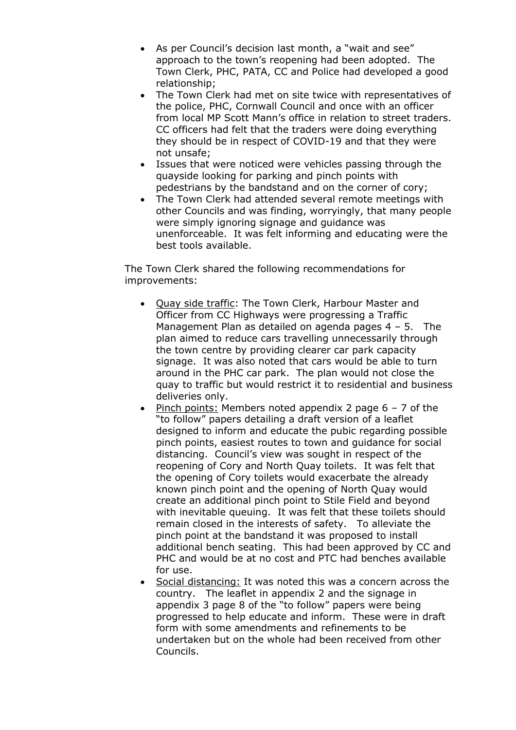- As per Council's decision last month, a "wait and see" approach to the town's reopening had been adopted. The Town Clerk, PHC, PATA, CC and Police had developed a good relationship;
- The Town Clerk had met on site twice with representatives of the police, PHC, Cornwall Council and once with an officer from local MP Scott Mann's office in relation to street traders. CC officers had felt that the traders were doing everything they should be in respect of COVID-19 and that they were not unsafe;
- Issues that were noticed were vehicles passing through the quayside looking for parking and pinch points with pedestrians by the bandstand and on the corner of cory;
- The Town Clerk had attended several remote meetings with other Councils and was finding, worryingly, that many people were simply ignoring signage and guidance was unenforceable. It was felt informing and educating were the best tools available.

The Town Clerk shared the following recommendations for improvements:

- <u>Quay side traffic</u>: The Town Clerk, Harbour Master and Officer from CC Highways were progressing a Traffic Management Plan as detailed on agenda pages 4 – 5. The plan aimed to reduce cars travelling unnecessarily through the town centre by providing clearer car park capacity signage. It was also noted that cars would be able to turn around in the PHC car park. The plan would not close the quay to traffic but would restrict it to residential and business deliveries only.
- <u>Pinch points:</u> Members noted appendix 2 page 6 – 7 of the "to follow" papers detailing a draft version of a leaflet designed to inform and educate the pubic regarding possible pinch points, easiest routes to town and guidance for social distancing. Council's view was sought in respect of the reopening of Cory and North Quay toilets. It was felt that the opening of Cory toilets would exacerbate the already known pinch point and the opening of North Quay would create an additional pinch point to Stile Field and beyond with inevitable queuing. It was felt that these toilets should remain closed in the interests of safety. To alleviate the pinch point at the bandstand it was proposed to install additional bench seating. This had been approved by CC and PHC and would be at no cost and PTC had benches available for use.
- <u>Social distancing:</u> It was noted this was a concern across the country. The leaflet in appendix 2 and the signage in appendix 3 page 8 of the "to follow" papers were being progressed to help educate and inform. These were in draft form with some amendments and refinements to be undertaken but on the whole had been received from other Councils.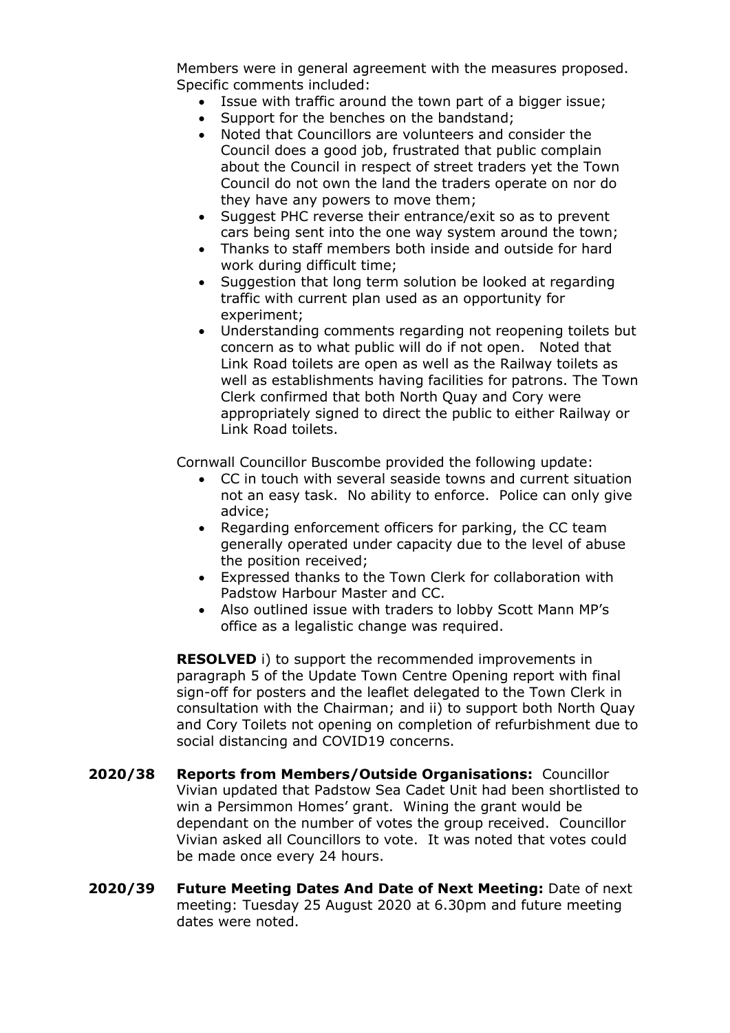Members were in general agreement with the measures proposed. Specific comments included:

- Issue with traffic around the town part of a bigger issue;
- Support for the benches on the bandstand;
- Noted that Councillors are volunteers and consider the Council does a good job, frustrated that public complain about the Council in respect of street traders yet the Town Council do not own the land the traders operate on nor do they have any powers to move them;
- Suggest PHC reverse their entrance/exit so as to prevent cars being sent into the one way system around the town;
- Thanks to staff members both inside and outside for hard work during difficult time;
- Suggestion that long term solution be looked at regarding traffic with current plan used as an opportunity for experiment;
- Understanding comments regarding not reopening toilets but concern as to what public will do if not open. Noted that Link Road toilets are open as well as the Railway toilets as well as establishments having facilities for patrons. The Town Clerk confirmed that both North Quay and Cory were appropriately signed to direct the public to either Railway or Link Road toilets.

Cornwall Councillor Buscombe provided the following update:

- CC in touch with several seaside towns and current situation not an easy task. No ability to enforce. Police can only give advice;
- Regarding enforcement officers for parking, the CC team generally operated under capacity due to the level of abuse the position received;
- Expressed thanks to the Town Clerk for collaboration with Padstow Harbour Master and CC.
- Also outlined issue with traders to lobby Scott Mann MP's office as a legalistic change was required.

**RESOLVED** i) to support the recommended improvements in paragraph 5 of the Update Town Centre Opening report with final sign-off for posters and the leaflet delegated to the Town Clerk in consultation with the Chairman; and ii) to support both North Quay and Cory Toilets not opening on completion of refurbishment due to social distancing and COVID19 concerns.

**2020/38 Reports from Members/Outside Organisations:** Councillor Vivian updated that Padstow Sea Cadet Unit had been shortlisted to win a Persimmon Homes' grant. Wining the grant would be dependant on the number of votes the group received. Councillor Vivian asked all Councillors to vote. It was noted that votes could be made once every 24 hours.

**2020/39 Future Meeting Dates And Date of Next Meeting:** Date of next meeting: Tuesday 25 August 2020 at 6.30pm and future meeting dates were noted.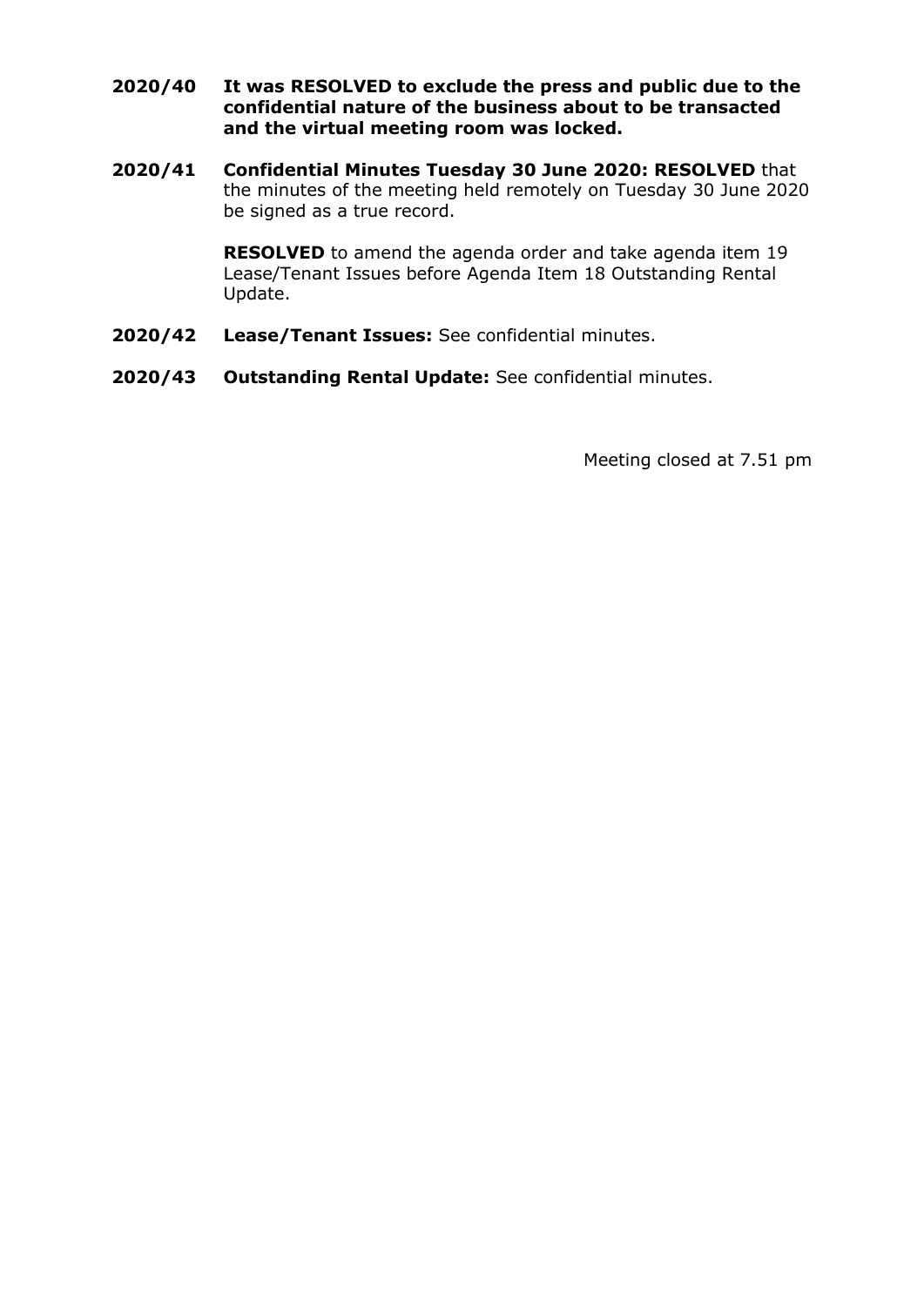**2020/40 It was RESOLVED to exclude the press and public due to the confidential nature of the business about to be transacted and the virtual meeting room was locked.**

**2020/41 Confidential Minutes Tuesday 30 June 2020: RESOLVED** that the minutes of the meeting held remotely on Tuesday 30 June 2020 be signed as a true record.

**RESOLVED** to amend the agenda order and take agenda item 19 Lease/Tenant Issues before Agenda Item 18 Outstanding Rental Update.

**2020/42 Lease/Tenant Issues:** See confidential minutes.

**2020/43 Outstanding Rental Update:** See confidential minutes.

Meeting closed at 7.51 pm